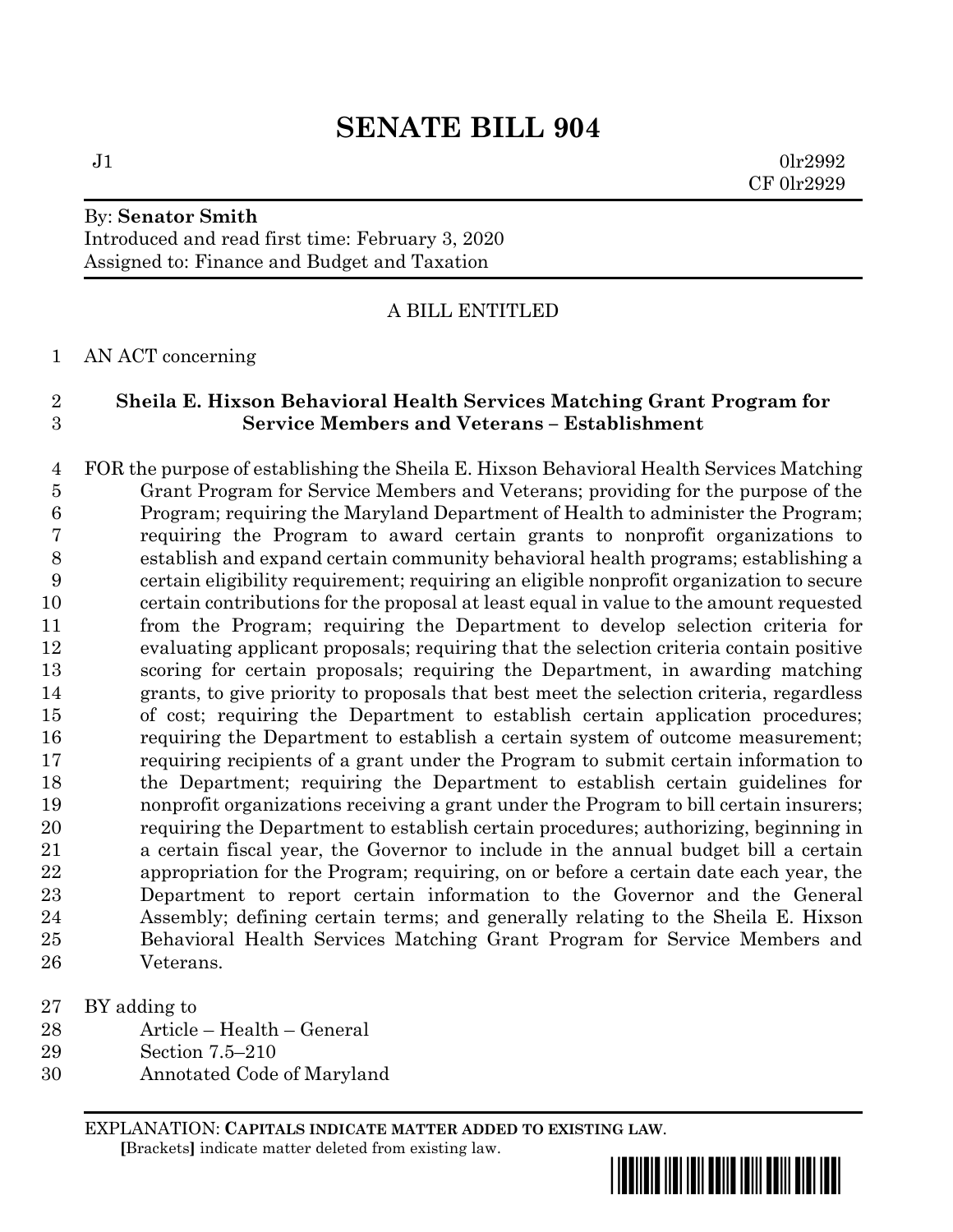# SENATE BILL 904

J1 0lr2992
CF 0lr2929

By: **Senator Smith**
Introduced and read first time: February 3, 2020
Assigned to: Finance and Budget and Taxation

A BILL ENTITLED

AN ACT concerning

**Sheila E. Hixson Behavioral Health Services Matching Grant Program for Service Members and Veterans – Establishment**

FOR the purpose of establishing the Sheila E. Hixson Behavioral Health Services Matching Grant Program for Service Members and Veterans; providing for the purpose of the Program; requiring the Maryland Department of Health to administer the Program; requiring the Program to award certain grants to nonprofit organizations to establish and expand certain community behavioral health programs; establishing a certain eligibility requirement; requiring an eligible nonprofit organization to secure certain contributions for the proposal at least equal in value to the amount requested from the Program; requiring the Department to develop selection criteria for evaluating applicant proposals; requiring that the selection criteria contain positive scoring for certain proposals; requiring the Department, in awarding matching grants, to give priority to proposals that best meet the selection criteria, regardless of cost; requiring the Department to establish certain application procedures; requiring the Department to establish a certain system of outcome measurement; requiring recipients of a grant under the Program to submit certain information to the Department; requiring the Department to establish certain guidelines for nonprofit organizations receiving a grant under the Program to bill certain insurers; requiring the Department to establish certain procedures; authorizing, beginning in a certain fiscal year, the Governor to include in the annual budget bill a certain appropriation for the Program; requiring, on or before a certain date each year, the Department to report certain information to the Governor and the General Assembly; defining certain terms; and generally relating to the Sheila E. Hixson Behavioral Health Services Matching Grant Program for Service Members and Veterans.

BY adding to
Article – Health – General
Section 7.5–210
Annotated Code of Maryland

EXPLANATION: **CAPITALS INDICATE MATTER ADDED TO EXISTING LAW.**
**[**Brackets**]** indicate matter deleted from existing law.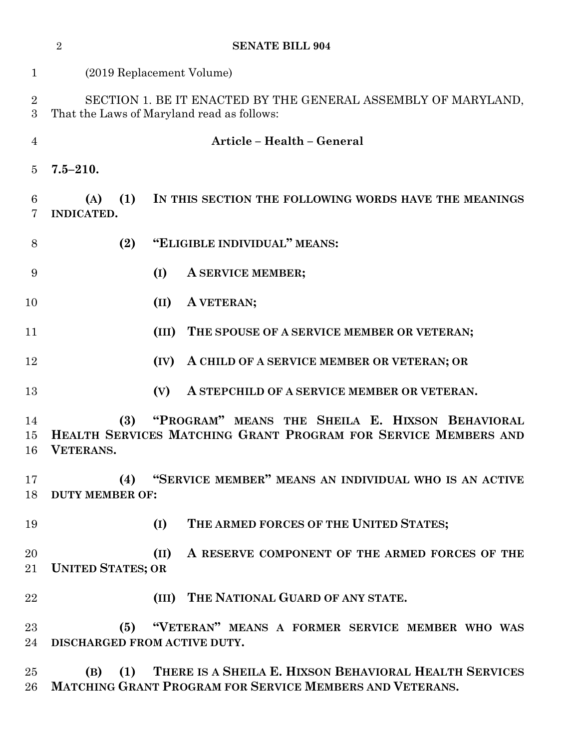(2019 Replacement Volume)

SECTION 1. BE IT ENACTED BY THE GENERAL ASSEMBLY OF MARYLAND, That the Laws of Maryland read as follows:

**Article – Health – General**

**7.5–210.**

**(A) (1) IN THIS SECTION THE FOLLOWING WORDS HAVE THE MEANINGS INDICATED.**

**(2) "ELIGIBLE INDIVIDUAL" MEANS:**

**(I) A SERVICE MEMBER;**

**(II) A VETERAN;**

**(III) THE SPOUSE OF A SERVICE MEMBER OR VETERAN;**

**(IV) A CHILD OF A SERVICE MEMBER OR VETERAN; OR**

**(V) A STEPCHILD OF A SERVICE MEMBER OR VETERAN.**

**(3) "PROGRAM" MEANS THE SHEILA E. HIXSON BEHAVIORAL HEALTH SERVICES MATCHING GRANT PROGRAM FOR SERVICE MEMBERS AND VETERANS.**

**(4) "SERVICE MEMBER" MEANS AN INDIVIDUAL WHO IS AN ACTIVE DUTY MEMBER OF:**

**(I) THE ARMED FORCES OF THE UNITED STATES;**

**(II) A RESERVE COMPONENT OF THE ARMED FORCES OF THE UNITED STATES; OR**

**(III) THE NATIONAL GUARD OF ANY STATE.**

**(5) "VETERAN" MEANS A FORMER SERVICE MEMBER WHO WAS DISCHARGED FROM ACTIVE DUTY.**

**(B) (1) THERE IS A SHEILA E. HIXSON BEHAVIORAL HEALTH SERVICES MATCHING GRANT PROGRAM FOR SERVICE MEMBERS AND VETERANS.**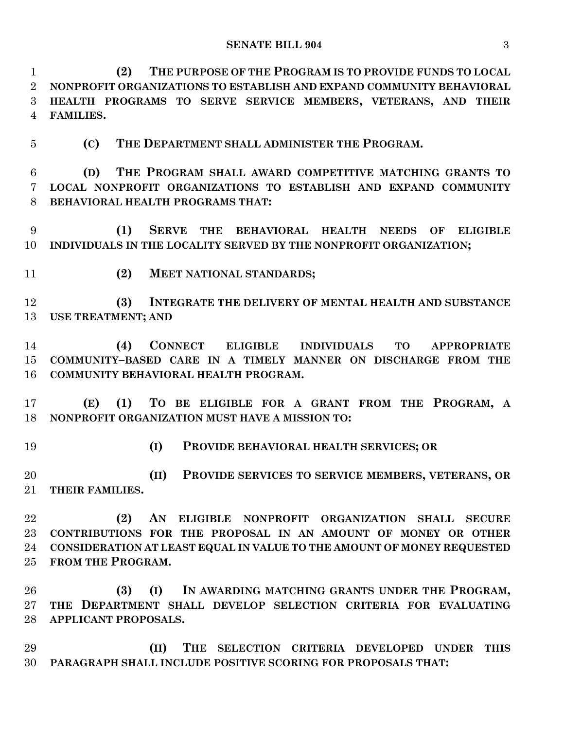**(2) THE PURPOSE OF THE PROGRAM IS TO PROVIDE FUNDS TO LOCAL NONPROFIT ORGANIZATIONS TO ESTABLISH AND EXPAND COMMUNITY BEHAVIORAL HEALTH PROGRAMS TO SERVE SERVICE MEMBERS, VETERANS, AND THEIR FAMILIES.**

**(C) THE DEPARTMENT SHALL ADMINISTER THE PROGRAM.**

**(D) THE PROGRAM SHALL AWARD COMPETITIVE MATCHING GRANTS TO LOCAL NONPROFIT ORGANIZATIONS TO ESTABLISH AND EXPAND COMMUNITY BEHAVIORAL HEALTH PROGRAMS THAT:**

**(1) SERVE THE BEHAVIORAL HEALTH NEEDS OF ELIGIBLE INDIVIDUALS IN THE LOCALITY SERVED BY THE NONPROFIT ORGANIZATION;**

**(2) MEET NATIONAL STANDARDS;**

**(3) INTEGRATE THE DELIVERY OF MENTAL HEALTH AND SUBSTANCE USE TREATMENT; AND**

**(4) CONNECT ELIGIBLE INDIVIDUALS TO APPROPRIATE COMMUNITY–BASED CARE IN A TIMELY MANNER ON DISCHARGE FROM THE COMMUNITY BEHAVIORAL HEALTH PROGRAM.**

**(E) (1) TO BE ELIGIBLE FOR A GRANT FROM THE PROGRAM, A NONPROFIT ORGANIZATION MUST HAVE A MISSION TO:**

**(I) PROVIDE BEHAVIORAL HEALTH SERVICES; OR**

**(II) PROVIDE SERVICES TO SERVICE MEMBERS, VETERANS, OR THEIR FAMILIES.**

**(2) AN ELIGIBLE NONPROFIT ORGANIZATION SHALL SECURE CONTRIBUTIONS FOR THE PROPOSAL IN AN AMOUNT OF MONEY OR OTHER CONSIDERATION AT LEAST EQUAL IN VALUE TO THE AMOUNT OF MONEY REQUESTED FROM THE PROGRAM.**

**(3) (I) IN AWARDING MATCHING GRANTS UNDER THE PROGRAM, THE DEPARTMENT SHALL DEVELOP SELECTION CRITERIA FOR EVALUATING APPLICANT PROPOSALS.**

**(II) THE SELECTION CRITERIA DEVELOPED UNDER THIS PARAGRAPH SHALL INCLUDE POSITIVE SCORING FOR PROPOSALS THAT:**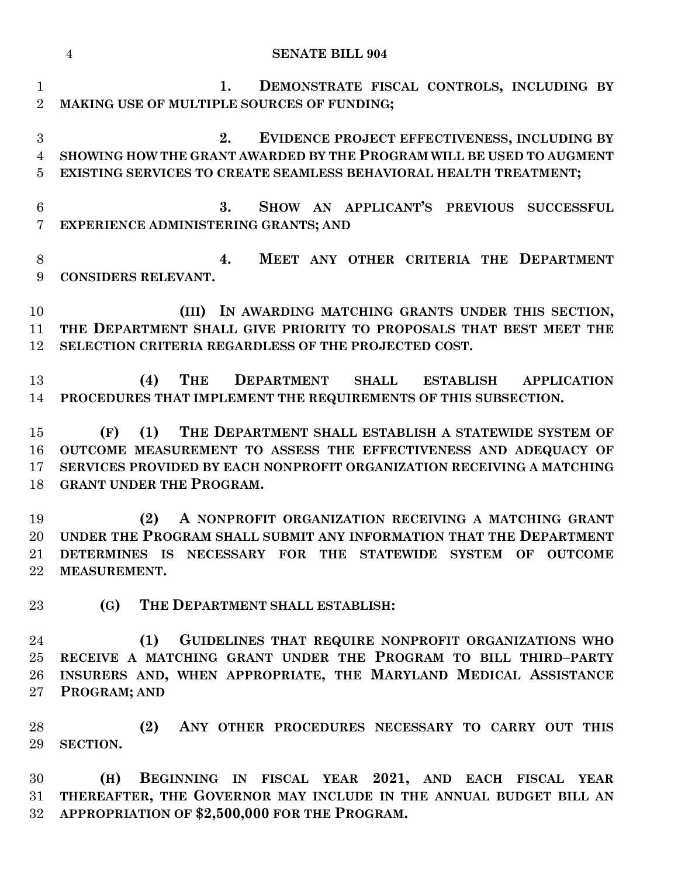1. DEMONSTRATE FISCAL CONTROLS, INCLUDING BY MAKING USE OF MULTIPLE SOURCES OF FUNDING;

2. EVIDENCE PROJECT EFFECTIVENESS, INCLUDING BY SHOWING HOW THE GRANT AWARDED BY THE PROGRAM WILL BE USED TO AUGMENT EXISTING SERVICES TO CREATE SEAMLESS BEHAVIORAL HEALTH TREATMENT;

3. SHOW AN APPLICANT'S PREVIOUS SUCCESSFUL EXPERIENCE ADMINISTERING GRANTS; AND

4. MEET ANY OTHER CRITERIA THE DEPARTMENT CONSIDERS RELEVANT.

(III) IN AWARDING MATCHING GRANTS UNDER THIS SECTION, THE DEPARTMENT SHALL GIVE PRIORITY TO PROPOSALS THAT BEST MEET THE SELECTION CRITERIA REGARDLESS OF THE PROJECTED COST.

(4) THE DEPARTMENT SHALL ESTABLISH APPLICATION PROCEDURES THAT IMPLEMENT THE REQUIREMENTS OF THIS SUBSECTION.

(F) (1) THE DEPARTMENT SHALL ESTABLISH A STATEWIDE SYSTEM OF OUTCOME MEASUREMENT TO ASSESS THE EFFECTIVENESS AND ADEQUACY OF SERVICES PROVIDED BY EACH NONPROFIT ORGANIZATION RECEIVING A MATCHING GRANT UNDER THE PROGRAM.

(2) A NONPROFIT ORGANIZATION RECEIVING A MATCHING GRANT UNDER THE PROGRAM SHALL SUBMIT ANY INFORMATION THAT THE DEPARTMENT DETERMINES IS NECESSARY FOR THE STATEWIDE SYSTEM OF OUTCOME MEASUREMENT.

(G) THE DEPARTMENT SHALL ESTABLISH:

(1) GUIDELINES THAT REQUIRE NONPROFIT ORGANIZATIONS WHO RECEIVE A MATCHING GRANT UNDER THE PROGRAM TO BILL THIRD–PARTY INSURERS AND, WHEN APPROPRIATE, THE MARYLAND MEDICAL ASSISTANCE PROGRAM; AND

(2) ANY OTHER PROCEDURES NECESSARY TO CARRY OUT THIS SECTION.

(H) BEGINNING IN FISCAL YEAR 2021, AND EACH FISCAL YEAR THEREAFTER, THE GOVERNOR MAY INCLUDE IN THE ANNUAL BUDGET BILL AN APPROPRIATION OF $2,500,000 FOR THE PROGRAM.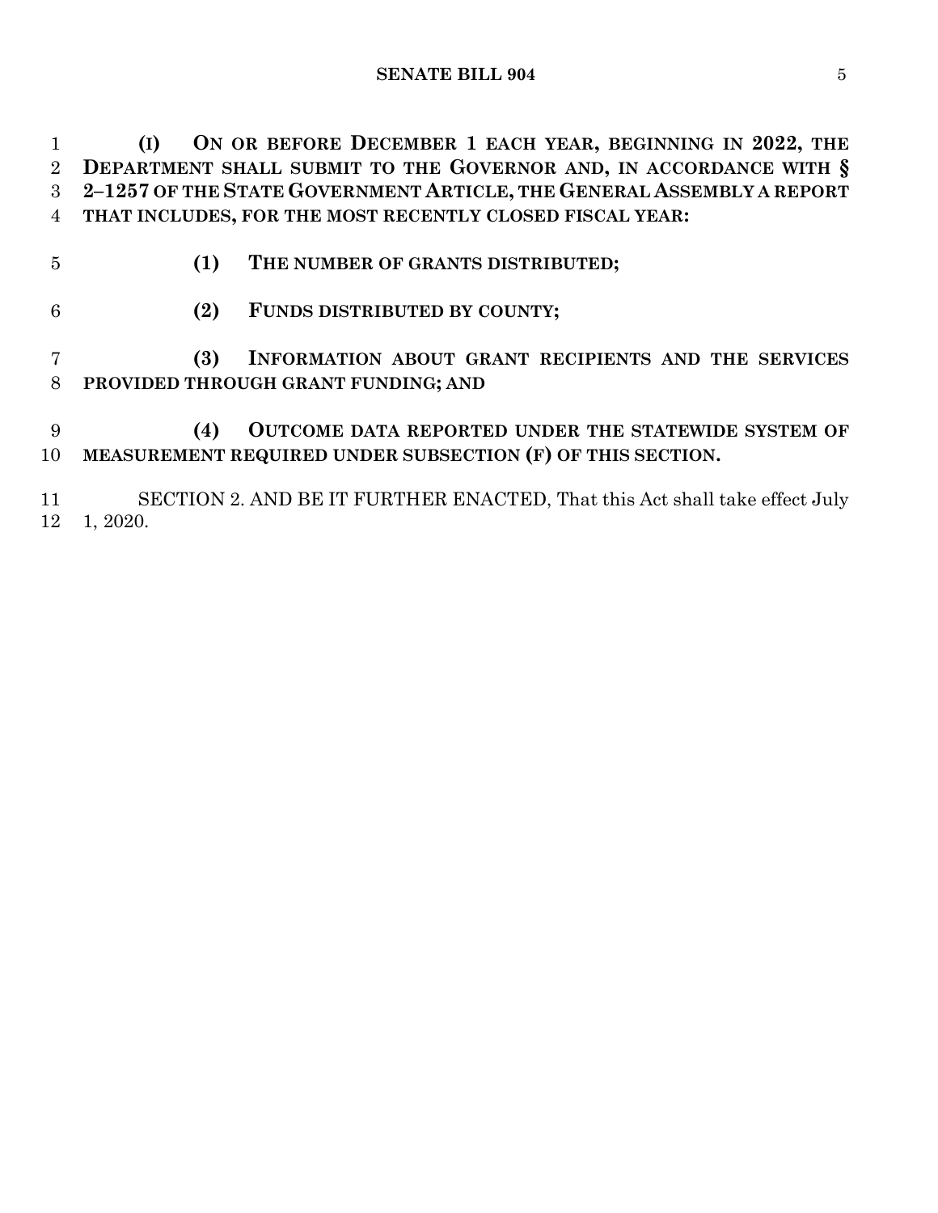**(I) ON OR BEFORE DECEMBER 1 EACH YEAR, BEGINNING IN 2022, THE DEPARTMENT SHALL SUBMIT TO THE GOVERNOR AND, IN ACCORDANCE WITH § 2–1257 OF THE STATE GOVERNMENT ARTICLE, THE GENERAL ASSEMBLY A REPORT THAT INCLUDES, FOR THE MOST RECENTLY CLOSED FISCAL YEAR:**

**(1) THE NUMBER OF GRANTS DISTRIBUTED;**

**(2) FUNDS DISTRIBUTED BY COUNTY;**

**(3) INFORMATION ABOUT GRANT RECIPIENTS AND THE SERVICES PROVIDED THROUGH GRANT FUNDING; AND**

**(4) OUTCOME DATA REPORTED UNDER THE STATEWIDE SYSTEM OF MEASUREMENT REQUIRED UNDER SUBSECTION (F) OF THIS SECTION.**

SECTION 2. AND BE IT FURTHER ENACTED, That this Act shall take effect July 1, 2020.